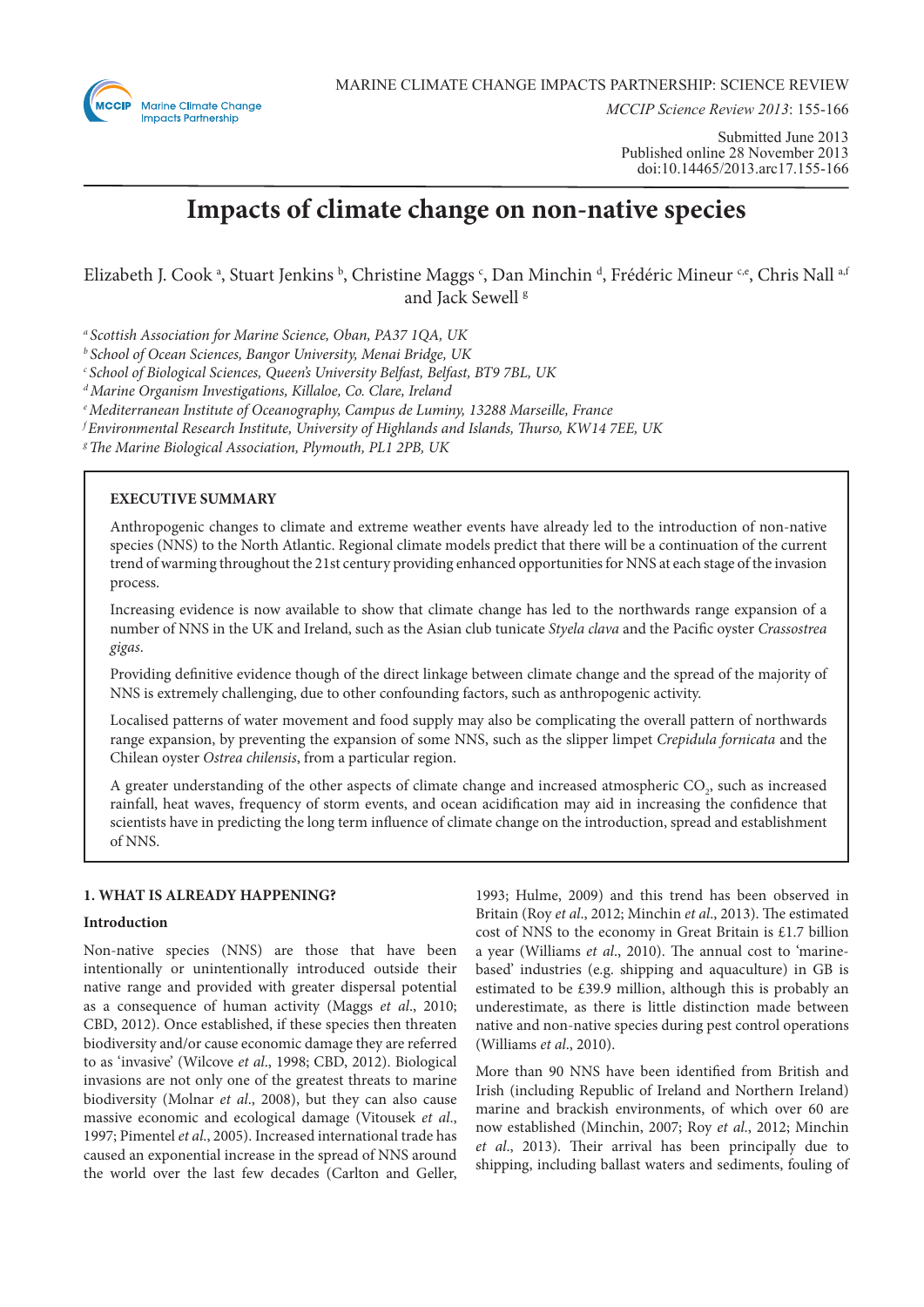MARINE CLIMATE CHANGE IMPACTS PARTNERSHIP: SCIENCE REVIEW

*MCCIP Science Review 2013*: 155-166

Submitted June 2013
Published online 28 November 2013
doi:10.14465/2013.arc17.155-166

# Impacts of climate change on non-native species

Elizabeth J. Cook [a], Stuart Jenkins [b], Christine Maggs [c], Dan Minchin [d], Frédéric Mineur [c,e], Chris Nall [a,f] and Jack Sewell [g]

[a] *Scottish Association for Marine Science, Oban, PA37 1QA, UK*
[b] *School of Ocean Sciences, Bangor University, Menai Bridge, UK*
[c] *School of Biological Sciences, Queen's University Belfast, Belfast, BT9 7BL, UK*
[d] *Marine Organism Investigations, Killaloe, Co. Clare, Ireland*
[e] *Mediterranean Institute of Oceanography, Campus de Luminy, 13288 Marseille, France*
[f] *Environmental Research Institute, University of Highlands and Islands, Thurso, KW14 7EE, UK*
[g] *The Marine Biological Association, Plymouth, PL1 2PB, UK*

## EXECUTIVE SUMMARY

Anthropogenic changes to climate and extreme weather events have already led to the introduction of non-native species (NNS) to the North Atlantic. Regional climate models predict that there will be a continuation of the current trend of warming throughout the 21st century providing enhanced opportunities for NNS at each stage of the invasion process.

Increasing evidence is now available to show that climate change has led to the northwards range expansion of a number of NNS in the UK and Ireland, such as the Asian club tunicate *Styela clava* and the Pacific oyster *Crassostrea gigas*.

Providing definitive evidence though of the direct linkage between climate change and the spread of the majority of NNS is extremely challenging, due to other confounding factors, such as anthropogenic activity.

Localised patterns of water movement and food supply may also be complicating the overall pattern of northwards range expansion, by preventing the expansion of some NNS, such as the slipper limpet *Crepidula fornicata* and the Chilean oyster *Ostrea chilensis*, from a particular region.

A greater understanding of the other aspects of climate change and increased atmospheric $CO_2$, such as increased rainfall, heat waves, frequency of storm events, and ocean acidification may aid in increasing the confidence that scientists have in predicting the long term influence of climate change on the introduction, spread and establishment of NNS.

## 1. WHAT IS ALREADY HAPPENING?

### Introduction

Non-native species (NNS) are those that have been intentionally or unintentionally introduced outside their native range and provided with greater dispersal potential as a consequence of human activity (Maggs *et al*., 2010; CBD, 2012). Once established, if these species then threaten biodiversity and/or cause economic damage they are referred to as 'invasive' (Wilcove *et al*., 1998; CBD, 2012). Biological invasions are not only one of the greatest threats to marine biodiversity (Molnar *et al*., 2008), but they can also cause massive economic and ecological damage (Vitousek *et al*., 1997; Pimentel *et al*., 2005). Increased international trade has caused an exponential increase in the spread of NNS around the world over the last few decades (Carlton and Geller, 1993; Hulme, 2009) and this trend has been observed in Britain (Roy *et al*., 2012; Minchin *et al*., 2013). The estimated cost of NNS to the economy in Great Britain is £1.7 billion a year (Williams *et al*., 2010). The annual cost to 'marine-based' industries (e.g. shipping and aquaculture) in GB is estimated to be £39.9 million, although this is probably an underestimate, as there is little distinction made between native and non-native species during pest control operations (Williams *et al*., 2010).

More than 90 NNS have been identified from British and Irish (including Republic of Ireland and Northern Ireland) marine and brackish environments, of which over 60 are now established (Minchin, 2007; Roy *et al*., 2012; Minchin *et al*., 2013). Their arrival has been principally due to shipping, including ballast waters and sediments, fouling of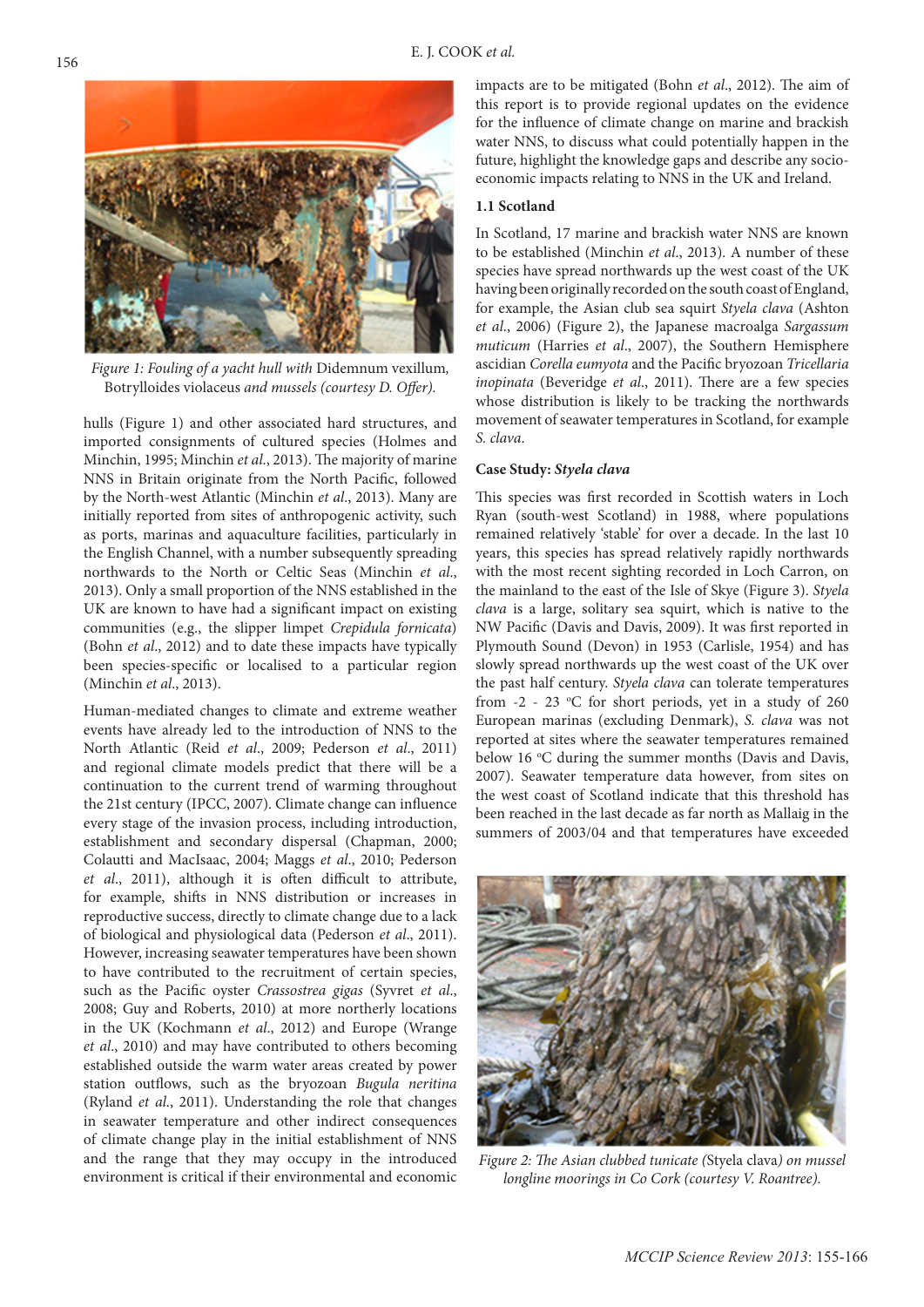*Figure 1: Fouling of a yacht hull with* Didemnum vexillum*,* Botrylloides violaceus *and mussels (courtesy D. Offer).*

hulls (Figure 1) and other associated hard structures, and imported consignments of cultured species (Holmes and Minchin, 1995; Minchin *et al*., 2013). The majority of marine NNS in Britain originate from the North Pacific, followed by the North-west Atlantic (Minchin *et al*., 2013). Many are initially reported from sites of anthropogenic activity, such as ports, marinas and aquaculture facilities, particularly in the English Channel, with a number subsequently spreading northwards to the North or Celtic Seas (Minchin *et al*., 2013). Only a small proportion of the NNS established in the UK are known to have had a significant impact on existing communities (e.g., the slipper limpet *Crepidula fornicata*) (Bohn *et al*., 2012) and to date these impacts have typically been species-specific or localised to a particular region (Minchin *et al*., 2013).

Human-mediated changes to climate and extreme weather events have already led to the introduction of NNS to the North Atlantic (Reid *et al*., 2009; Pederson *et al*., 2011) and regional climate models predict that there will be a continuation to the current trend of warming throughout the 21st century (IPCC, 2007). Climate change can influence every stage of the invasion process, including introduction, establishment and secondary dispersal (Chapman, 2000; Colautti and MacIsaac, 2004; Maggs *et al*., 2010; Pederson *et al*., 2011), although it is often difficult to attribute, for example, shifts in NNS distribution or increases in reproductive success, directly to climate change due to a lack of biological and physiological data (Pederson *et al*., 2011). However, increasing seawater temperatures have been shown to have contributed to the recruitment of certain species, such as the Pacific oyster *Crassostrea gigas* (Syvret *et al*., 2008; Guy and Roberts, 2010) at more northerly locations in the UK (Kochmann *et al*., 2012) and Europe (Wrange *et al*., 2010) and may have contributed to others becoming established outside the warm water areas created by power station outflows, such as the bryozoan *Bugula neritina* (Ryland *et al*., 2011). Understanding the role that changes in seawater temperature and other indirect consequences of climate change play in the initial establishment of NNS and the range that they may occupy in the introduced environment is critical if their environmental and economic impacts are to be mitigated (Bohn *et al*., 2012). The aim of this report is to provide regional updates on the evidence for the influence of climate change on marine and brackish water NNS, to discuss what could potentially happen in the future, highlight the knowledge gaps and describe any socio-economic impacts relating to NNS in the UK and Ireland.

### 1.1 Scotland

In Scotland, 17 marine and brackish water NNS are known to be established (Minchin *et al*., 2013). A number of these species have spread northwards up the west coast of the UK having been originally recorded on the south coast of England, for example, the Asian club sea squirt *Styela clava* (Ashton *et al*., 2006) (Figure 2), the Japanese macroalga *Sargassum muticum* (Harries *et al*., 2007), the Southern Hemisphere ascidian *Corella eumyota* and the Pacific bryozoan *Tricellaria inopinata* (Beveridge *et al*., 2011). There are a few species whose distribution is likely to be tracking the northwards movement of seawater temperatures in Scotland, for example *S. clava*.

#### Case Study: *Styela clava*

This species was first recorded in Scottish waters in Loch Ryan (south-west Scotland) in 1988, where populations remained relatively 'stable' for over a decade. In the last 10 years, this species has spread relatively rapidly northwards with the most recent sighting recorded in Loch Carron, on the mainland to the east of the Isle of Skye (Figure 3). *Styela clava* is a large, solitary sea squirt, which is native to the NW Pacific (Davis and Davis, 2009). It was first reported in Plymouth Sound (Devon) in 1953 (Carlisle, 1954) and has slowly spread northwards up the west coast of the UK over the past half century. *Styela clava* can tolerate temperatures from -2 - 23 °C for short periods, yet in a study of 260 European marinas (excluding Denmark), *S. clava* was not reported at sites where the seawater temperatures remained below 16 °C during the summer months (Davis and Davis, 2007). Seawater temperature data however, from sites on the west coast of Scotland indicate that this threshold has been reached in the last decade as far north as Mallaig in the summers of 2003/04 and that temperatures have exceeded

*Figure 2: The Asian clubbed tunicate (*Styela clava*) on mussel longline moorings in Co Cork (courtesy V. Roantree).*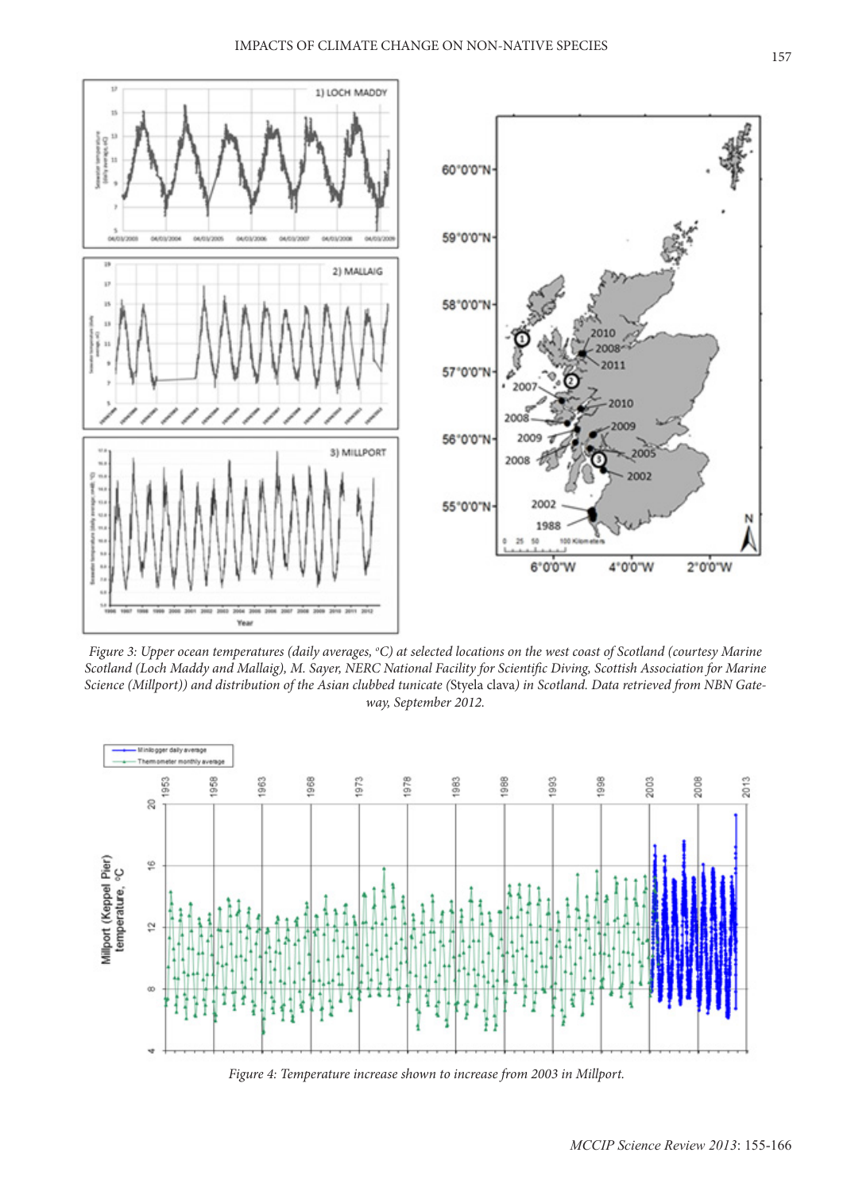*Figure 3: Upper ocean temperatures (daily averages, °C) at selected locations on the west coast of Scotland (courtesy Marine Scotland (Loch Maddy and Mallaig), M. Sayer, NERC National Facility for Scientific Diving, Scottish Association for Marine Science (Millport)) and distribution of the Asian clubbed tunicate (*Styela clava*) in Scotland. Data retrieved from NBN Gateway, September 2012.*

*Figure 4: Temperature increase shown to increase from 2003 in Millport.*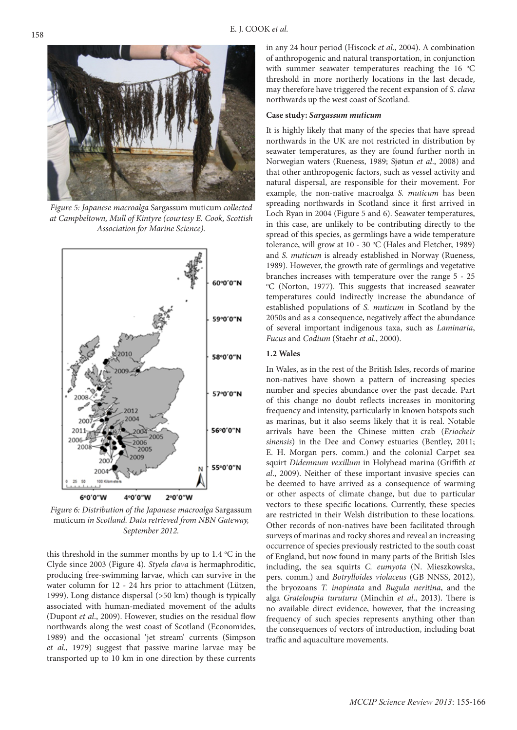*Figure 5: Japanese macroalga* Sargassum muticum *collected at Campbeltown, Mull of Kintyre (courtesy E. Cook, Scottish Association for Marine Science).*

*Figure 6: Distribution of the Japanese macroalga* Sargassum muticum *in Scotland. Data retrieved from NBN Gateway, September 2012.*

this threshold in the summer months by up to 1.4 °C in the Clyde since 2003 (Figure 4). *Styela clava* is hermaphroditic, producing free-swimming larvae, which can survive in the water column for 12 - 24 hrs prior to attachment (Lützen, 1999). Long distance dispersal (>50 km) though is typically associated with human-mediated movement of the adults (Dupont *et al*., 2009). However, studies on the residual flow northwards along the west coast of Scotland (Economides, 1989) and the occasional 'jet stream' currents (Simpson *et al*., 1979) suggest that passive marine larvae may be transported up to 10 km in one direction by these currents in any 24 hour period (Hiscock *et al*., 2004). A combination of anthropogenic and natural transportation, in conjunction with summer seawater temperatures reaching the 16 °C threshold in more northerly locations in the last decade, may therefore have triggered the recent expansion of *S. clava* northwards up the west coast of Scotland.

**Case study: *Sargassum muticum***

It is highly likely that many of the species that have spread northwards in the UK are not restricted in distribution by seawater temperatures, as they are found further north in Norwegian waters (Rueness, 1989; Sjøtun *et al*., 2008) and that other anthropogenic factors, such as vessel activity and natural dispersal, are responsible for their movement. For example, the non-native macroalga *S. muticum* has been spreading northwards in Scotland since it first arrived in Loch Ryan in 2004 (Figure 5 and 6). Seawater temperatures, in this case, are unlikely to be contributing directly to the spread of this species, as germlings have a wide temperature tolerance, will grow at 10 - 30 °C (Hales and Fletcher, 1989) and *S. muticum* is already established in Norway (Rueness, 1989). However, the growth rate of germlings and vegetative branches increases with temperature over the range 5 - 25 °C (Norton, 1977). This suggests that increased seawater temperatures could indirectly increase the abundance of established populations of *S. muticum* in Scotland by the 2050s and as a consequence, negatively affect the abundance of several important indigenous taxa, such as *Laminaria*, *Fucus* and *Codium* (Staehr *et al*., 2000).

**1.2 Wales**

In Wales, as in the rest of the British Isles, records of marine non-natives have shown a pattern of increasing species number and species abundance over the past decade. Part of this change no doubt reflects increases in monitoring frequency and intensity, particularly in known hotspots such as marinas, but it also seems likely that it is real. Notable arrivals have been the Chinese mitten crab (*Eriocheir sinensis*) in the Dee and Conwy estuaries (Bentley, 2011; E. H. Morgan pers. comm.) and the colonial Carpet sea squirt *Didemnum vexillum* in Holyhead marina (Griffith *et al*., 2009). Neither of these important invasive species can be deemed to have arrived as a consequence of warming or other aspects of climate change, but due to particular vectors to these specific locations. Currently, these species are restricted in their Welsh distribution to these locations. Other records of non-natives have been facilitated through surveys of marinas and rocky shores and reveal an increasing occurrence of species previously restricted to the south coast of England, but now found in many parts of the British Isles including, the sea squirts *C. eumyota* (N. Mieszkowska, pers. comm.) and *Botrylloides violaceus* (GB NNSS, 2012), the bryozoans *T. inopinata* and *Bugula neritina*, and the alga *Grateloupia turuturu* (Minchin *et al*., 2013). There is no available direct evidence, however, that the increasing frequency of such species represents anything other than the consequences of vectors of introduction, including boat traffic and aquaculture movements.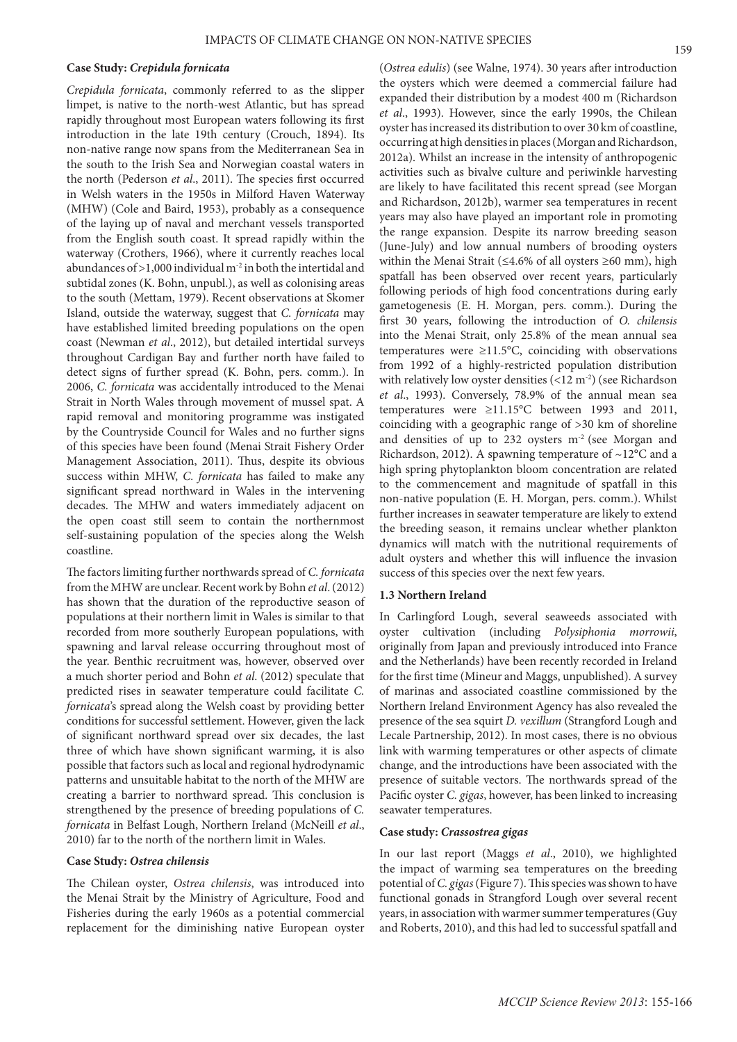**Case Study: *Crepidula fornicata***

*Crepidula fornicata*, commonly referred to as the slipper limpet, is native to the north-west Atlantic, but has spread rapidly throughout most European waters following its first introduction in the late 19th century (Crouch, 1894). Its non-native range now spans from the Mediterranean Sea in the south to the Irish Sea and Norwegian coastal waters in the north (Pederson *et al*., 2011). The species first occurred in Welsh waters in the 1950s in Milford Haven Waterway (MHW) (Cole and Baird, 1953), probably as a consequence of the laying up of naval and merchant vessels transported from the English south coast. It spread rapidly within the waterway (Crothers, 1966), where it currently reaches local abundances of >1,000 individual $m^{-2}$ in both the intertidal and subtidal zones (K. Bohn, unpubl.), as well as colonising areas to the south (Mettam, 1979). Recent observations at Skomer Island, outside the waterway, suggest that *C. fornicata* may have established limited breeding populations on the open coast (Newman *et al*., 2012), but detailed intertidal surveys throughout Cardigan Bay and further north have failed to detect signs of further spread (K. Bohn, pers. comm.). In 2006, *C. fornicata* was accidentally introduced to the Menai Strait in North Wales through movement of mussel spat. A rapid removal and monitoring programme was instigated by the Countryside Council for Wales and no further signs of this species have been found (Menai Strait Fishery Order Management Association, 2011). Thus, despite its obvious success within MHW, *C. fornicata* has failed to make any significant spread northward in Wales in the intervening decades. The MHW and waters immediately adjacent on the open coast still seem to contain the northernmost self-sustaining population of the species along the Welsh coastline.

The factors limiting further northwards spread of *C. fornicata* from the MHW are unclear. Recent work by Bohn *et al*. (2012) has shown that the duration of the reproductive season of populations at their northern limit in Wales is similar to that recorded from more southerly European populations, with spawning and larval release occurring throughout most of the year. Benthic recruitment was, however, observed over a much shorter period and Bohn *et al.* (2012) speculate that predicted rises in seawater temperature could facilitate *C. fornicata*'s spread along the Welsh coast by providing better conditions for successful settlement. However, given the lack of significant northward spread over six decades, the last three of which have shown significant warming, it is also possible that factors such as local and regional hydrodynamic patterns and unsuitable habitat to the north of the MHW are creating a barrier to northward spread. This conclusion is strengthened by the presence of breeding populations of *C. fornicata* in Belfast Lough, Northern Ireland (McNeill *et al*., 2010) far to the north of the northern limit in Wales.

**Case Study: *Ostrea chilensis***

The Chilean oyster, *Ostrea chilensis*, was introduced into the Menai Strait by the Ministry of Agriculture, Food and Fisheries during the early 1960s as a potential commercial replacement for the diminishing native European oyster (*Ostrea edulis*) (see Walne, 1974). 30 years after introduction the oysters which were deemed a commercial failure had expanded their distribution by a modest 400 m (Richardson *et al*., 1993). However, since the early 1990s, the Chilean oyster has increased its distribution to over 30 km of coastline, occurring at high densities in places (Morgan and Richardson, 2012a). Whilst an increase in the intensity of anthropogenic activities such as bivalve culture and periwinkle harvesting are likely to have facilitated this recent spread (see Morgan and Richardson, 2012b), warmer sea temperatures in recent years may also have played an important role in promoting the range expansion. Despite its narrow breeding season (June-July) and low annual numbers of brooding oysters within the Menai Strait (≤4.6% of all oysters ≥60 mm), high spatfall has been observed over recent years, particularly following periods of high food concentrations during early gametogenesis (E. H. Morgan, pers. comm.). During the first 30 years, following the introduction of *O. chilensis* into the Menai Strait, only 25.8% of the mean annual sea temperatures were ≥11.5°C, coinciding with observations from 1992 of a highly-restricted population distribution with relatively low oyster densities (<12 $m^{-2}$) (see Richardson *et al*., 1993). Conversely, 78.9% of the annual mean sea temperatures were ≥11.15°C between 1993 and 2011, coinciding with a geographic range of >30 km of shoreline and densities of up to 232 oysters $m^{-2}$ (see Morgan and Richardson, 2012). A spawning temperature of ~12°C and a high spring phytoplankton bloom concentration are related to the commencement and magnitude of spatfall in this non-native population (E. H. Morgan, pers. comm.). Whilst further increases in seawater temperature are likely to extend the breeding season, it remains unclear whether plankton dynamics will match with the nutritional requirements of adult oysters and whether this will influence the invasion success of this species over the next few years.

**1.3 Northern Ireland**

In Carlingford Lough, several seaweeds associated with oyster cultivation (including *Polysiphonia morrowii*, originally from Japan and previously introduced into France and the Netherlands) have been recently recorded in Ireland for the first time (Mineur and Maggs, unpublished). A survey of marinas and associated coastline commissioned by the Northern Ireland Environment Agency has also revealed the presence of the sea squirt *D. vexillum* (Strangford Lough and Lecale Partnership, 2012). In most cases, there is no obvious link with warming temperatures or other aspects of climate change, and the introductions have been associated with the presence of suitable vectors. The northwards spread of the Pacific oyster *C. gigas*, however, has been linked to increasing seawater temperatures.

**Case study: *Crassostrea gigas***

In our last report (Maggs *et al*., 2010), we highlighted the impact of warming sea temperatures on the breeding potential of *C. gigas* (Figure 7). This species was shown to have functional gonads in Strangford Lough over several recent years, in association with warmer summer temperatures (Guy and Roberts, 2010), and this had led to successful spatfall and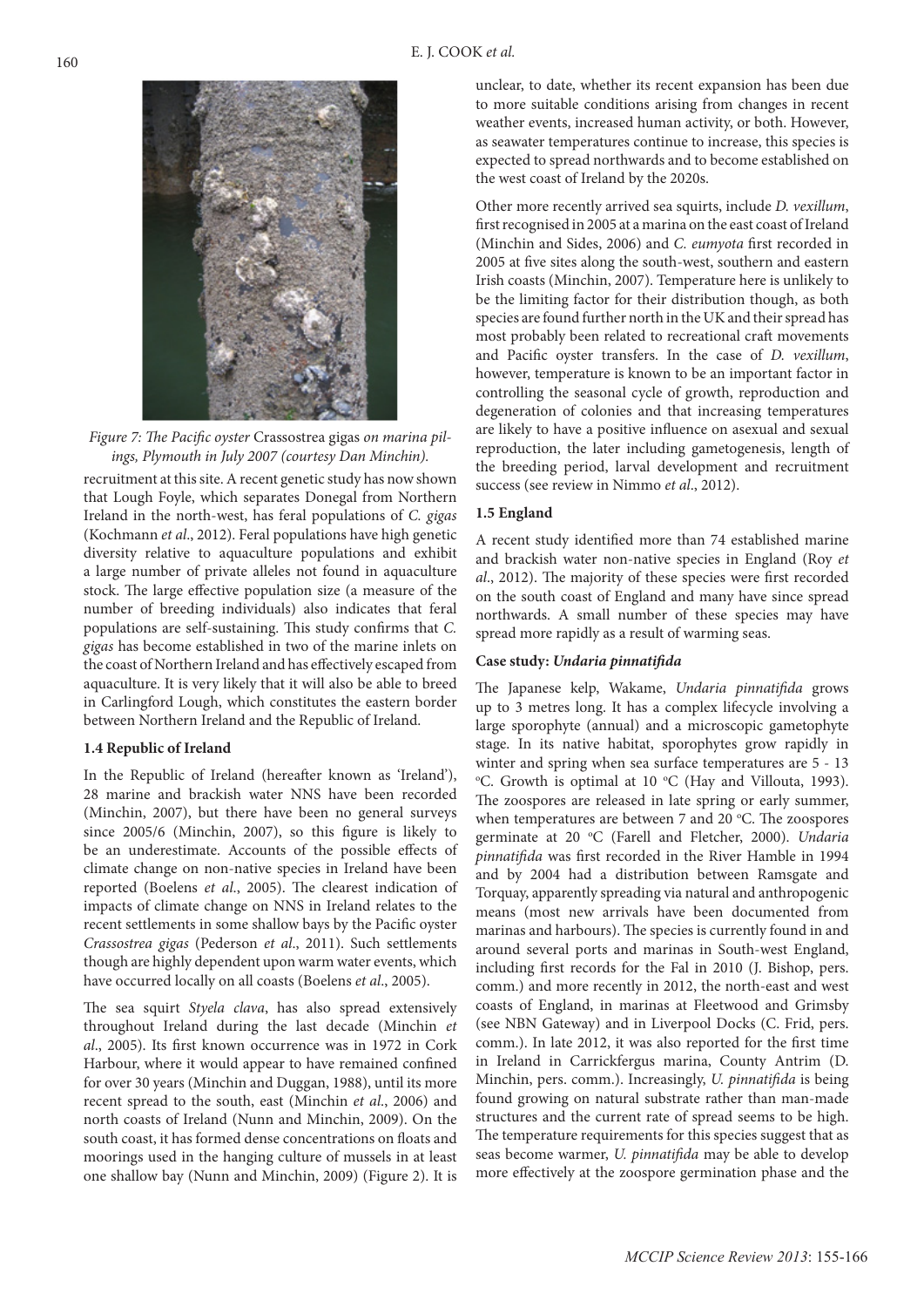*Figure 7: The Pacific oyster* Crassostrea gigas *on marina pilings, Plymouth in July 2007 (courtesy Dan Minchin).*

recruitment at this site. A recent genetic study has now shown that Lough Foyle, which separates Donegal from Northern Ireland in the north-west, has feral populations of *C. gigas* (Kochmann *et al*., 2012). Feral populations have high genetic diversity relative to aquaculture populations and exhibit a large number of private alleles not found in aquaculture stock. The large effective population size (a measure of the number of breeding individuals) also indicates that feral populations are self-sustaining. This study confirms that *C. gigas* has become established in two of the marine inlets on the coast of Northern Ireland and has effectively escaped from aquaculture. It is very likely that it will also be able to breed in Carlingford Lough, which constitutes the eastern border between Northern Ireland and the Republic of Ireland.

### 1.4 Republic of Ireland

In the Republic of Ireland (hereafter known as 'Ireland'), 28 marine and brackish water NNS have been recorded (Minchin, 2007), but there have been no general surveys since 2005/6 (Minchin, 2007), so this figure is likely to be an underestimate. Accounts of the possible effects of climate change on non-native species in Ireland have been reported (Boelens *et al*., 2005). The clearest indication of impacts of climate change on NNS in Ireland relates to the recent settlements in some shallow bays by the Pacific oyster *Crassostrea gigas* (Pederson *et al*., 2011). Such settlements though are highly dependent upon warm water events, which have occurred locally on all coasts (Boelens *et al*., 2005).

The sea squirt *Styela clava*, has also spread extensively throughout Ireland during the last decade (Minchin *et al*., 2005). Its first known occurrence was in 1972 in Cork Harbour, where it would appear to have remained confined for over 30 years (Minchin and Duggan, 1988), until its more recent spread to the south, east (Minchin *et al*., 2006) and north coasts of Ireland (Nunn and Minchin, 2009). On the south coast, it has formed dense concentrations on floats and moorings used in the hanging culture of mussels in at least one shallow bay (Nunn and Minchin, 2009) (Figure 2). It is unclear, to date, whether its recent expansion has been due to more suitable conditions arising from changes in recent weather events, increased human activity, or both. However, as seawater temperatures continue to increase, this species is expected to spread northwards and to become established on the west coast of Ireland by the 2020s.

Other more recently arrived sea squirts, include *D. vexillum*, first recognised in 2005 at a marina on the east coast of Ireland (Minchin and Sides, 2006) and *C. eumyota* first recorded in 2005 at five sites along the south-west, southern and eastern Irish coasts (Minchin, 2007). Temperature here is unlikely to be the limiting factor for their distribution though, as both species are found further north in the UK and their spread has most probably been related to recreational craft movements and Pacific oyster transfers. In the case of *D. vexillum*, however, temperature is known to be an important factor in controlling the seasonal cycle of growth, reproduction and degeneration of colonies and that increasing temperatures are likely to have a positive influence on asexual and sexual reproduction, the later including gametogenesis, length of the breeding period, larval development and recruitment success (see review in Nimmo *et al*., 2012).

### 1.5 England

A recent study identified more than 74 established marine and brackish water non-native species in England (Roy *et al*., 2012). The majority of these species were first recorded on the south coast of England and many have since spread northwards. A small number of these species may have spread more rapidly as a result of warming seas.

#### Case study: *Undaria pinnatifida*

The Japanese kelp, Wakame, *Undaria pinnatifida* grows up to 3 metres long. It has a complex lifecycle involving a large sporophyte (annual) and a microscopic gametophyte stage. In its native habitat, sporophytes grow rapidly in winter and spring when sea surface temperatures are 5 - 13 °C. Growth is optimal at 10 °C (Hay and Villouta, 1993). The zoospores are released in late spring or early summer, when temperatures are between 7 and 20 °C. The zoospores germinate at 20 °C (Farell and Fletcher, 2000). *Undaria pinnatifida* was first recorded in the River Hamble in 1994 and by 2004 had a distribution between Ramsgate and Torquay, apparently spreading via natural and anthropogenic means (most new arrivals have been documented from marinas and harbours). The species is currently found in and around several ports and marinas in South-west England, including first records for the Fal in 2010 (J. Bishop, pers. comm.) and more recently in 2012, the north-east and west coasts of England, in marinas at Fleetwood and Grimsby (see NBN Gateway) and in Liverpool Docks (C. Frid, pers. comm.). In late 2012, it was also reported for the first time in Ireland in Carrickfergus marina, County Antrim (D. Minchin, pers. comm.). Increasingly, *U. pinnatifida* is being found growing on natural substrate rather than man-made structures and the current rate of spread seems to be high. The temperature requirements for this species suggest that as seas become warmer, *U. pinnatifida* may be able to develop more effectively at the zoospore germination phase and the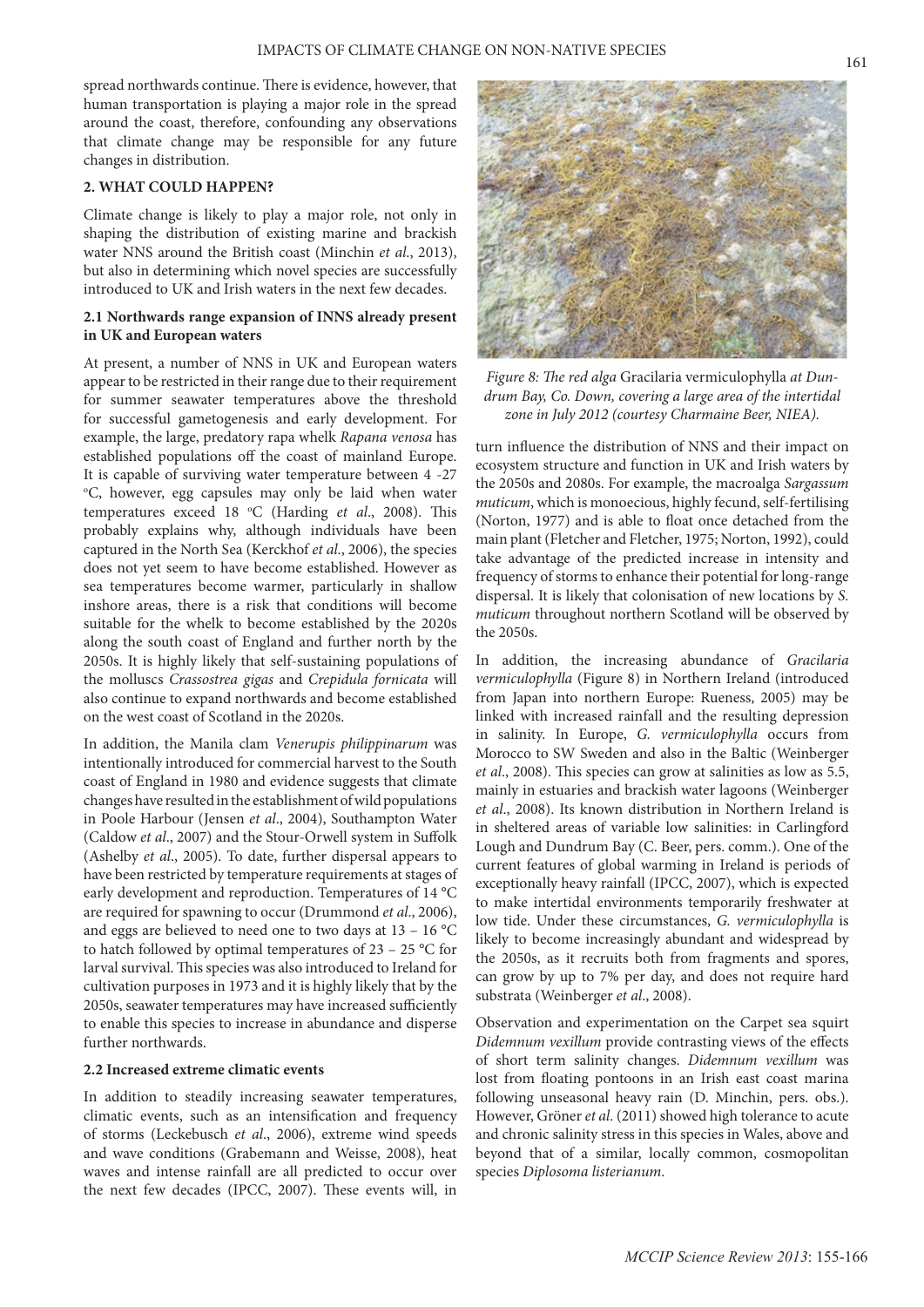spread northwards continue. There is evidence, however, that human transportation is playing a major role in the spread around the coast, therefore, confounding any observations that climate change may be responsible for any future changes in distribution.

## 2. WHAT COULD HAPPEN?

Climate change is likely to play a major role, not only in shaping the distribution of existing marine and brackish water NNS around the British coast (Minchin *et al*., 2013), but also in determining which novel species are successfully introduced to UK and Irish waters in the next few decades.

### 2.1 Northwards range expansion of INNS already present in UK and European waters

At present, a number of NNS in UK and European waters appear to be restricted in their range due to their requirement for summer seawater temperatures above the threshold for successful gametogenesis and early development. For example, the large, predatory rapa whelk *Rapana venosa* has established populations off the coast of mainland Europe. It is capable of surviving water temperature between 4 -27 $^{o}$C, however, egg capsules may only be laid when water temperatures exceed 18 $^{o}$C (Harding *et al*., 2008). This probably explains why, although individuals have been captured in the North Sea (Kerckhof *et al*., 2006), the species does not yet seem to have become established. However as sea temperatures become warmer, particularly in shallow inshore areas, there is a risk that conditions will become suitable for the whelk to become established by the 2020s along the south coast of England and further north by the 2050s. It is highly likely that self-sustaining populations of the molluscs *Crassostrea gigas* and *Crepidula fornicata* will also continue to expand northwards and become established on the west coast of Scotland in the 2020s.

In addition, the Manila clam *Venerupis philippinarum* was intentionally introduced for commercial harvest to the South coast of England in 1980 and evidence suggests that climate changes have resulted in the establishment of wild populations in Poole Harbour (Jensen *et al*., 2004), Southampton Water (Caldow *et al*., 2007) and the Stour-Orwell system in Suffolk (Ashelby *et al*., 2005). To date, further dispersal appears to have been restricted by temperature requirements at stages of early development and reproduction. Temperatures of 14 °C are required for spawning to occur (Drummond *et al*., 2006), and eggs are believed to need one to two days at 13 – 16 °C to hatch followed by optimal temperatures of 23 – 25 °C for larval survival. This species was also introduced to Ireland for cultivation purposes in 1973 and it is highly likely that by the 2050s, seawater temperatures may have increased sufficiently to enable this species to increase in abundance and disperse further northwards.

### 2.2 Increased extreme climatic events

In addition to steadily increasing seawater temperatures, climatic events, such as an intensification and frequency of storms (Leckebusch *et al*., 2006), extreme wind speeds and wave conditions (Grabemann and Weisse, 2008), heat waves and intense rainfall are all predicted to occur over the next few decades (IPCC, 2007). These events will, in turn influence the distribution of NNS and their impact on ecosystem structure and function in UK and Irish waters by the 2050s and 2080s. For example, the macroalga *Sargassum muticum*, which is monoecious, highly fecund, self-fertilising (Norton, 1977) and is able to float once detached from the main plant (Fletcher and Fletcher, 1975; Norton, 1992), could take advantage of the predicted increase in intensity and frequency of storms to enhance their potential for long-range dispersal. It is likely that colonisation of new locations by *S. muticum* throughout northern Scotland will be observed by the 2050s.

*Figure 8: The red alga* Gracilaria vermiculophylla *at Dundrum Bay, Co. Down, covering a large area of the intertidal zone in July 2012 (courtesy Charmaine Beer, NIEA).*

In addition, the increasing abundance of *Gracilaria vermiculophylla* (Figure 8) in Northern Ireland (introduced from Japan into northern Europe: Rueness, 2005) may be linked with increased rainfall and the resulting depression in salinity. In Europe, *G. vermiculophylla* occurs from Morocco to SW Sweden and also in the Baltic (Weinberger *et al*., 2008). This species can grow at salinities as low as 5.5, mainly in estuaries and brackish water lagoons (Weinberger *et al*., 2008). Its known distribution in Northern Ireland is in sheltered areas of variable low salinities: in Carlingford Lough and Dundrum Bay (C. Beer, pers. comm.). One of the current features of global warming in Ireland is periods of exceptionally heavy rainfall (IPCC, 2007), which is expected to make intertidal environments temporarily freshwater at low tide. Under these circumstances, *G. vermiculophylla* is likely to become increasingly abundant and widespread by the 2050s, as it recruits both from fragments and spores, can grow by up to 7% per day, and does not require hard substrata (Weinberger *et al*., 2008).

Observation and experimentation on the Carpet sea squirt *Didemnum vexillum* provide contrasting views of the effects of short term salinity changes. *Didemnum vexillum* was lost from floating pontoons in an Irish east coast marina following unseasonal heavy rain (D. Minchin, pers. obs.). However, Gröner *et al*. (2011) showed high tolerance to acute and chronic salinity stress in this species in Wales, above and beyond that of a similar, locally common, cosmopolitan species *Diplosoma listerianum*.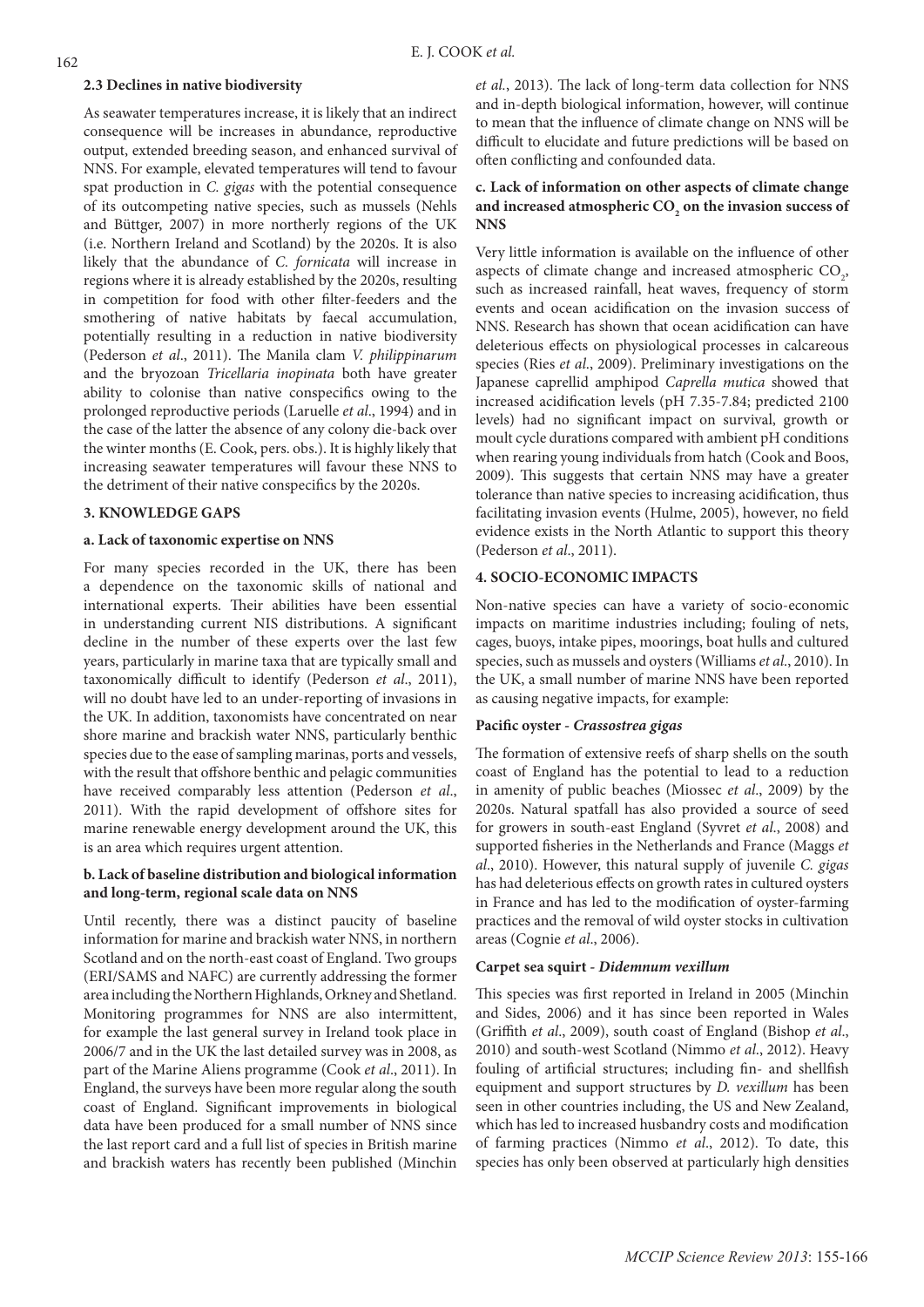### 2.3 Declines in native biodiversity

As seawater temperatures increase, it is likely that an indirect consequence will be increases in abundance, reproductive output, extended breeding season, and enhanced survival of NNS. For example, elevated temperatures will tend to favour spat production in *C. gigas* with the potential consequence of its outcompeting native species, such as mussels (Nehls and Büttger, 2007) in more northerly regions of the UK (i.e. Northern Ireland and Scotland) by the 2020s. It is also likely that the abundance of *C. fornicata* will increase in regions where it is already established by the 2020s, resulting in competition for food with other filter-feeders and the smothering of native habitats by faecal accumulation, potentially resulting in a reduction in native biodiversity (Pederson *et al*., 2011). The Manila clam *V. philippinarum* and the bryozoan *Tricellaria inopinata* both have greater ability to colonise than native conspecifics owing to the prolonged reproductive periods (Laruelle *et al*., 1994) and in the case of the latter the absence of any colony die-back over the winter months (E. Cook, pers. obs.). It is highly likely that increasing seawater temperatures will favour these NNS to the detriment of their native conspecifics by the 2020s.

## 3. KNOWLEDGE GAPS

### a. Lack of taxonomic expertise on NNS

For many species recorded in the UK, there has been a dependence on the taxonomic skills of national and international experts. Their abilities have been essential in understanding current NIS distributions. A significant decline in the number of these experts over the last few years, particularly in marine taxa that are typically small and taxonomically difficult to identify (Pederson *et al*., 2011), will no doubt have led to an under-reporting of invasions in the UK. In addition, taxonomists have concentrated on near shore marine and brackish water NNS, particularly benthic species due to the ease of sampling marinas, ports and vessels, with the result that offshore benthic and pelagic communities have received comparably less attention (Pederson *et al*., 2011). With the rapid development of offshore sites for marine renewable energy development around the UK, this is an area which requires urgent attention.

### b. Lack of baseline distribution and biological information and long-term, regional scale data on NNS

Until recently, there was a distinct paucity of baseline information for marine and brackish water NNS, in northern Scotland and on the north-east coast of England. Two groups (ERI/SAMS and NAFC) are currently addressing the former area including the Northern Highlands, Orkney and Shetland. Monitoring programmes for NNS are also intermittent, for example the last general survey in Ireland took place in 2006/7 and in the UK the last detailed survey was in 2008, as part of the Marine Aliens programme (Cook *et al*., 2011). In England, the surveys have been more regular along the south coast of England. Significant improvements in biological data have been produced for a small number of NNS since the last report card and a full list of species in British marine and brackish waters has recently been published (Minchin *et al.*, 2013). The lack of long-term data collection for NNS and in-depth biological information, however, will continue to mean that the influence of climate change on NNS will be difficult to elucidate and future predictions will be based on often conflicting and confounded data.

### c. Lack of information on other aspects of climate change and increased atmospheric $CO_2$ on the invasion success of NNS

Very little information is available on the influence of other aspects of climate change and increased atmospheric $CO_2$, such as increased rainfall, heat waves, frequency of storm events and ocean acidification on the invasion success of NNS. Research has shown that ocean acidification can have deleterious effects on physiological processes in calcareous species (Ries *et al*., 2009). Preliminary investigations on the Japanese caprellid amphipod *Caprella mutica* showed that increased acidification levels (pH 7.35-7.84; predicted 2100 levels) had no significant impact on survival, growth or moult cycle durations compared with ambient pH conditions when rearing young individuals from hatch (Cook and Boos, 2009). This suggests that certain NNS may have a greater tolerance than native species to increasing acidification, thus facilitating invasion events (Hulme, 2005), however, no field evidence exists in the North Atlantic to support this theory (Pederson *et al*., 2011).

## 4. SOCIO-ECONOMIC IMPACTS

Non-native species can have a variety of socio-economic impacts on maritime industries including; fouling of nets, cages, buoys, intake pipes, moorings, boat hulls and cultured species, such as mussels and oysters (Williams *et al*., 2010). In the UK, a small number of marine NNS have been reported as causing negative impacts, for example:

**Pacific oyster - *Crassostrea gigas***

The formation of extensive reefs of sharp shells on the south coast of England has the potential to lead to a reduction in amenity of public beaches (Miossec *et al*., 2009) by the 2020s. Natural spatfall has also provided a source of seed for growers in south-east England (Syvret *et al*., 2008) and supported fisheries in the Netherlands and France (Maggs *et al*., 2010). However, this natural supply of juvenile *C. gigas* has had deleterious effects on growth rates in cultured oysters in France and has led to the modification of oyster-farming practices and the removal of wild oyster stocks in cultivation areas (Cognie *et al*., 2006).

**Carpet sea squirt - *Didemnum vexillum***

This species was first reported in Ireland in 2005 (Minchin and Sides, 2006) and it has since been reported in Wales (Griffith *et al*., 2009), south coast of England (Bishop *et al*., 2010) and south-west Scotland (Nimmo *et al*., 2012). Heavy fouling of artificial structures; including fin- and shellfish equipment and support structures by *D. vexillum* has been seen in other countries including, the US and New Zealand, which has led to increased husbandry costs and modification of farming practices (Nimmo *et al*., 2012). To date, this species has only been observed at particularly high densities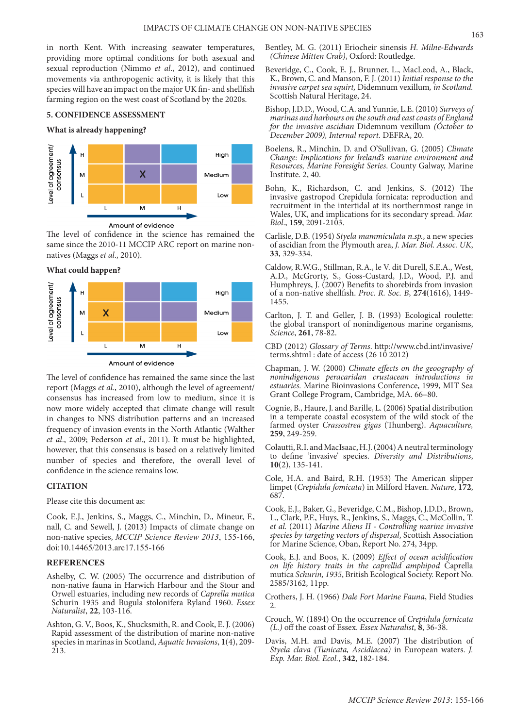in north Kent. With increasing seawater temperatures, providing more optimal conditions for both asexual and sexual reproduction (Nimmo *et al.*, 2012), and continued movements via anthropogenic activity, it is likely that this species will have an impact on the major UK fin- and shellfish farming region on the west coast of Scotland by the 2020s.

## 5. CONFIDENCE ASSESSMENT

### What is already happening?

| Level of agreement/consensus | L | M | H |
|---|---|---|---|
| H | | | |
| M | | X | |
| L | | | |

Amount of evidence (L, M, H). Key: High, Medium, Low.

The level of confidence in the science has remained the same since the 2010-11 MCCIP ARC report on marine non-natives (Maggs *et al.*, 2010).

### What could happen?

| Level of agreement/consensus | L | M | H |
|---|---|---|---|
| H | | | |
| M | X | | |
| L | | | |

Amount of evidence (L, M, H). Key: High, Medium, Low.

The level of confidence has remained the same since the last report (Maggs *et al.*, 2010), although the level of agreement/consensus has increased from low to medium, since it is now more widely accepted that climate change will result in changes to NNS distribution patterns and an increased frequency of invasion events in the North Atlantic (Walther *et al.*, 2009; Pederson *et al.*, 2011). It must be highlighted, however, that this consensus is based on a relatively limited number of species and therefore, the overall level of confidence in the science remains low.

## CITATION

Please cite this document as:

Cook, E.J., Jenkins, S., Maggs, C., Minchin, D., Mineur, F., nall, C. and Sewell, J. (2013) Impacts of climate change on non-native species, *MCCIP Science Review 2013*, 155-166, doi:10.14465/2013.arc17.155-166

## REFERENCES

Ashelby, C. W. (2005) The occurrence and distribution of non-native fauna in Harwich Harbour and the Stour and Orwell estuaries, including new records of *Caprella mutica* Schurin 1935 and Bugula stolonifera Ryland 1960. *Essex Naturalist*, **22**, 103-116.

Ashton, G. V., Boos, K., Shucksmith, R. and Cook, E. J. (2006) Rapid assessment of the distribution of marine non-native species in marinas in Scotland, *Aquatic Invasions*, **1**(4), 209-213.

Bentley, M. G. (2011) Eriocheir sinensis *H. Milne-Edwards (Chinese Mitten Crab)*, Oxford: Routledge.

Beveridge, C., Cook, E. J., Brunner, L., MacLeod, A., Black, K., Brown, C. and Manson, F. J. (2011) *Initial response to the invasive carpet sea squirt,* Didemnum vexillum, *in Scotland.* Scottish Natural Heritage, 24.

Bishop, J.D.D., Wood, C.A. and Yunnie, L.E. (2010) *Surveys of marinas and harbours on the south and east coasts of England for the invasive ascidian* Didemnum vexillum *(October to December 2009), Internal report.* DEFRA, 20.

Boelens, R., Minchin, D. and O'Sullivan, G. (2005) *Climate Change: Implications for Ireland's marine environment and Resources, Marine Foresight Series*. County Galway, Marine Institute. 2, 40.

Bohn, K., Richardson, C. and Jenkins, S. (2012) The invasive gastropod Crepidula fornicata: reproduction and recruitment in the intertidal at its northernmost range in Wales, UK, and implications for its secondary spread. *Mar. Biol.*, **159**, 2091-2103.

Carlisle, D.B. (1954) *Styela mammiculata n.sp.*, a new species of ascidian from the Plymouth area, *J. Mar. Biol. Assoc. UK*, **33**, 329-334.

Caldow, R.W.G., Stillman, R.A., le V. dit Durell, S.E.A., West, A.D., McGrorty, S., Goss-Custard, J.D., Wood, P.J. and Humphreys, J. (2007) Benefits to shorebirds from invasion of a non-native shellfish. *Proc. R. Soc. B*, **274**(1616), 1449-1455.

Carlton, J. T. and Geller, J. B. (1993) Ecological roulette: the global transport of nonindigenous marine organisms, *Science*, **261**, 78-82.

CBD (2012) *Glossary of Terms*. http://www.cbd.int/invasive/terms.shtml : date of access (26 10 2012)

Chapman, J. W. (2000) *Climate effects on the geoography of nonindigenous peracaridan crustacean introductions in estuaries.* Marine Bioinvasions Conference, 1999, MIT Sea Grant College Program, Cambridge, MA. 66–80.

Cognie, B., Haure, J. and Barille, L. (2006) Spatial distribution in a temperate coastal ecosystem of the wild stock of the farmed oyster *Crassostrea gigas* (Thunberg). *Aquaculture*, **259**, 249-259.

Colautti, R.I. and MacIsaac, H.J. (2004) A neutral terminology to define 'invasive' species. *Diversity and Distributions*, **10**(2), 135-141.

Cole, H.A. and Baird, R.H. (1953) The American slipper limpet (*Crepidula fomicata*) in Milford Haven. *Nature*, **172**, 687.

Cook, E.J., Baker, G., Beveridge, C.M., Bishop, J.D.D., Brown, L., Clark, P.F., Huys, R., Jenkins, S., Maggs, C., McCollin, T. *et al.* (2011) *Marine Aliens II - Controlling marine invasive species by targeting vectors of dispersal*, Scottish Association for Marine Science, Oban, Report No. 274, 34pp.

Cook, E.J. and Boos, K. (2009) *Effect of ocean acidification on life history traits in the caprellid amphipod* Caprella mutica *Schurin, 1935*, British Ecological Society. Report No. 2585/3162, 11pp.

Crothers, J. H. (1966) *Dale Fort Marine Fauna*, Field Studies 2.

Crouch, W. (1894) On the occurrence of *Crepidula fornicata (L.)* off the coast of Essex. *Essex Naturalist*, **8**, 36-38.

Davis, M.H. and Davis, M.E. (2007) The distribution of *Styela clava (Tunicata, Ascidiacea)* in European waters. *J. Exp. Mar. Biol. Ecol.*, **342**, 182-184.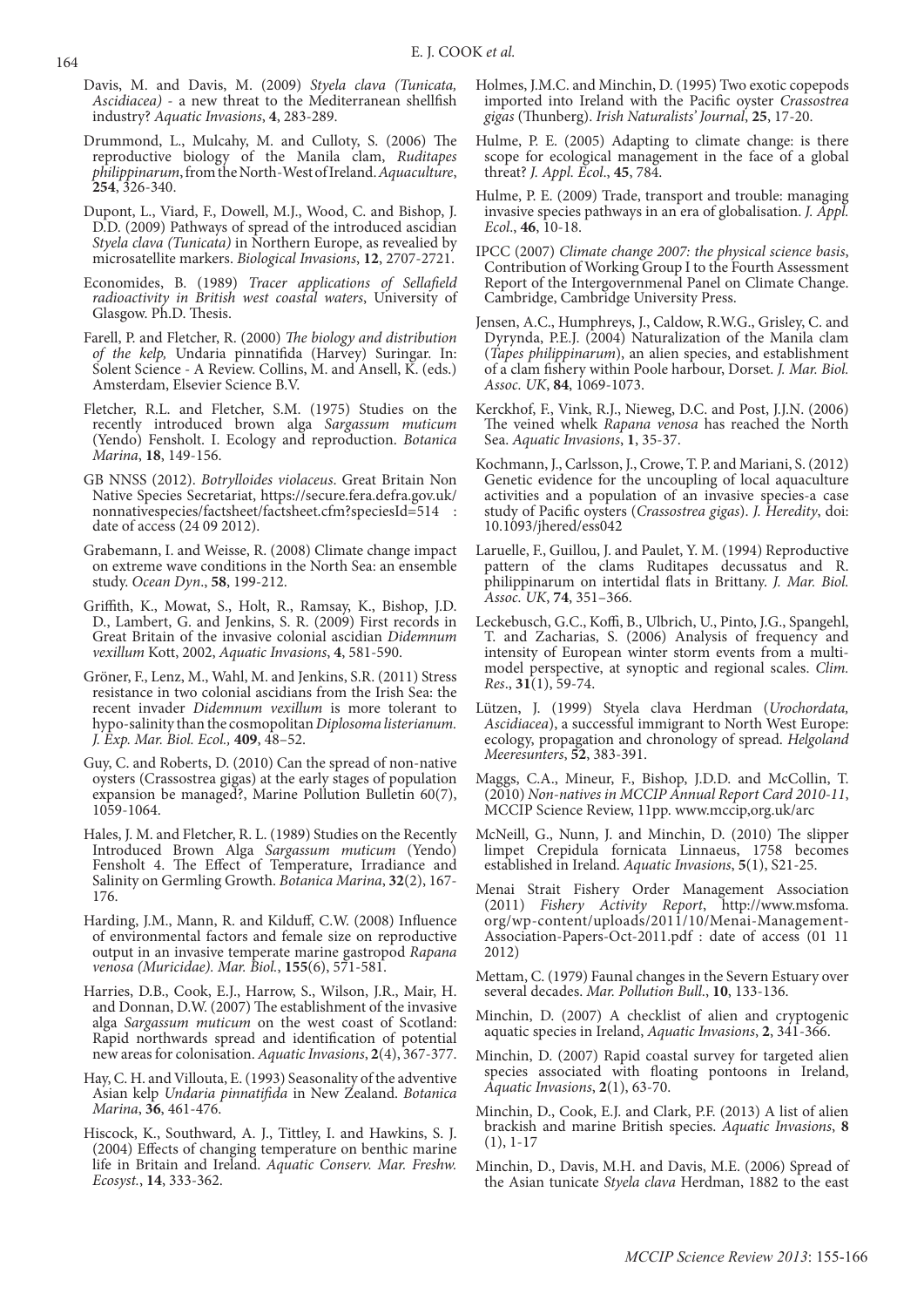Davis, M. and Davis, M. (2009) *Styela clava (Tunicata, Ascidiacea)* - a new threat to the Mediterranean shellfish industry? *Aquatic Invasions*, **4**, 283-289.

Drummond, L., Mulcahy, M. and Culloty, S. (2006) The reproductive biology of the Manila clam, *Ruditapes philippinarum*, from the North-West of Ireland. *Aquaculture*, **254**, 326-340.

Dupont, L., Viard, F., Dowell, M.J., Wood, C. and Bishop, J. D.D. (2009) Pathways of spread of the introduced ascidian *Styela clava (Tunicata)* in Northern Europe, as revealied by microsatellite markers. *Biological Invasions*, **12**, 2707-2721.

Economides, B. (1989) *Tracer applications of Sellafield radioactivity in British west coastal waters*, University of Glasgow. Ph.D. Thesis.

Farell, P. and Fletcher, R. (2000) *The biology and distribution of the kelp,* Undaria pinnatifida (Harvey) Suringar. In: Solent Science - A Review. Collins, M. and Ansell, K. (eds.) Amsterdam, Elsevier Science B.V.

Fletcher, R.L. and Fletcher, S.M. (1975) Studies on the recently introduced brown alga *Sargassum muticum* (Yendo) Fensholt. I. Ecology and reproduction. *Botanica Marina*, **18**, 149-156.

GB NNSS (2012). *Botrylloides violaceus*. Great Britain Non Native Species Secretariat, https://secure.fera.defra.gov.uk/nonnativespecies/factsheet/factsheet.cfm?speciesId=514 : date of access (24 09 2012).

Grabemann, I. and Weisse, R. (2008) Climate change impact on extreme wave conditions in the North Sea: an ensemble study. *Ocean Dyn*., **58**, 199-212.

Griffith, K., Mowat, S., Holt, R., Ramsay, K., Bishop, J.D. D., Lambert, G. and Jenkins, S. R. (2009) First records in Great Britain of the invasive colonial ascidian *Didemnum vexillum* Kott, 2002, *Aquatic Invasions*, **4**, 581-590.

Gröner, F., Lenz, M., Wahl, M. and Jenkins, S.R. (2011) Stress resistance in two colonial ascidians from the Irish Sea: the recent invader *Didemnum vexillum* is more tolerant to hypo-salinity than the cosmopolitan *Diplosoma listerianum*. *J. Exp. Mar. Biol. Ecol.,* **409**, 48–52.

Guy, C. and Roberts, D. (2010) Can the spread of non-native oysters (Crassostrea gigas) at the early stages of population expansion be managed?, Marine Pollution Bulletin 60(7), 1059-1064.

Hales, J. M. and Fletcher, R. L. (1989) Studies on the Recently Introduced Brown Alga *Sargassum muticum* (Yendo) Fensholt 4. The Effect of Temperature, Irradiance and Salinity on Germling Growth. *Botanica Marina*, **32**(2), 167-176.

Harding, J.M., Mann, R. and Kilduff, C.W. (2008) Influence of environmental factors and female size on reproductive output in an invasive temperate marine gastropod *Rapana venosa (Muricidae). Mar. Biol.*, **155**(6), 571-581.

Harries, D.B., Cook, E.J., Harrow, S., Wilson, J.R., Mair, H. and Donnan, D.W. (2007) The establishment of the invasive alga *Sargassum muticum* on the west coast of Scotland: Rapid northwards spread and identification of potential new areas for colonisation. *Aquatic Invasions*, **2**(4), 367-377.

Hay, C. H. and Villouta, E. (1993) Seasonality of the adventive Asian kelp *Undaria pinnatifida* in New Zealand. *Botanica Marina*, **36**, 461-476.

Hiscock, K., Southward, A. J., Tittley, I. and Hawkins, S. J. (2004) Effects of changing temperature on benthic marine life in Britain and Ireland. *Aquatic Conserv. Mar. Freshw. Ecosyst.*, **14**, 333-362.

Holmes, J.M.C. and Minchin, D. (1995) Two exotic copepods imported into Ireland with the Pacific oyster *Crassostrea gigas* (Thunberg). *Irish Naturalists' Journal*, **25**, 17-20.

Hulme, P. E. (2005) Adapting to climate change: is there scope for ecological management in the face of a global threat? *J. Appl. Ecol*., **45**, 784.

Hulme, P. E. (2009) Trade, transport and trouble: managing invasive species pathways in an era of globalisation. *J. Appl. Ecol*., **46**, 10-18.

IPCC (2007) *Climate change 2007: the physical science basis*, Contribution of Working Group I to the Fourth Assessment Report of the Intergovernmenal Panel on Climate Change. Cambridge, Cambridge University Press.

Jensen, A.C., Humphreys, J., Caldow, R.W.G., Grisley, C. and Dyrynda, P.E.J. (2004) Naturalization of the Manila clam (*Tapes philippinarum*), an alien species, and establishment of a clam fishery within Poole harbour, Dorset. *J. Mar. Biol. Assoc. UK*, **84**, 1069-1073.

Kerckhof, F., Vink, R.J., Nieweg, D.C. and Post, J.J.N. (2006) The veined whelk *Rapana venosa* has reached the North Sea. *Aquatic Invasions*, **1**, 35-37.

Kochmann, J., Carlsson, J., Crowe, T. P. and Mariani, S. (2012) Genetic evidence for the uncoupling of local aquaculture activities and a population of an invasive species-a case study of Pacific oysters (*Crassostrea gigas*). *J. Heredity*, doi: 10.1093/jhered/ess042

Laruelle, F., Guillou, J. and Paulet, Y. M. (1994) Reproductive pattern of the clams Ruditapes decussatus and R. philippinarum on intertidal flats in Brittany. *J. Mar. Biol. Assoc. UK*, **74**, 351–366.

Leckebusch, G.C., Koffi, B., Ulbrich, U., Pinto, J.G., Spangehl, T. and Zacharias, S. (2006) Analysis of frequency and intensity of European winter storm events from a multi-model perspective, at synoptic and regional scales. *Clim. Res*., **31**(1), 59-74.

Lützen, J. (1999) Styela clava Herdman (*Urochordata, Ascidiacea*), a successful immigrant to North West Europe: ecology, propagation and chronology of spread. *Helgoland Meeresunters*, **52**, 383-391.

Maggs, C.A., Mineur, F., Bishop, J.D.D. and McCollin, T. (2010) *Non-natives in MCCIP Annual Report Card 2010-11*, MCCIP Science Review, 11pp. www.mccip,org.uk/arc

McNeill, G., Nunn, J. and Minchin, D. (2010) The slipper limpet Crepidula fornicata Linnaeus, 1758 becomes established in Ireland. *Aquatic Invasions*, **5**(1), S21-25.

Menai Strait Fishery Order Management Association (2011) *Fishery Activity Report*, http://www.msfoma.org/wp-content/uploads/2011/10/Menai-Management-Association-Papers-Oct-2011.pdf : date of access (01 11 2012)

Mettam, C. (1979) Faunal changes in the Severn Estuary over several decades. *Mar. Pollution Bull*., **10**, 133-136.

Minchin, D. (2007) A checklist of alien and cryptogenic aquatic species in Ireland, *Aquatic Invasions*, **2**, 341-366.

Minchin, D. (2007) Rapid coastal survey for targeted alien species associated with floating pontoons in Ireland, *Aquatic Invasions*, **2**(1), 63-70.

Minchin, D., Cook, E.J. and Clark, P.F. (2013) A list of alien brackish and marine British species. *Aquatic Invasions*, **8** (1), 1-17

Minchin, D., Davis, M.H. and Davis, M.E. (2006) Spread of the Asian tunicate *Styela clava* Herdman, 1882 to the east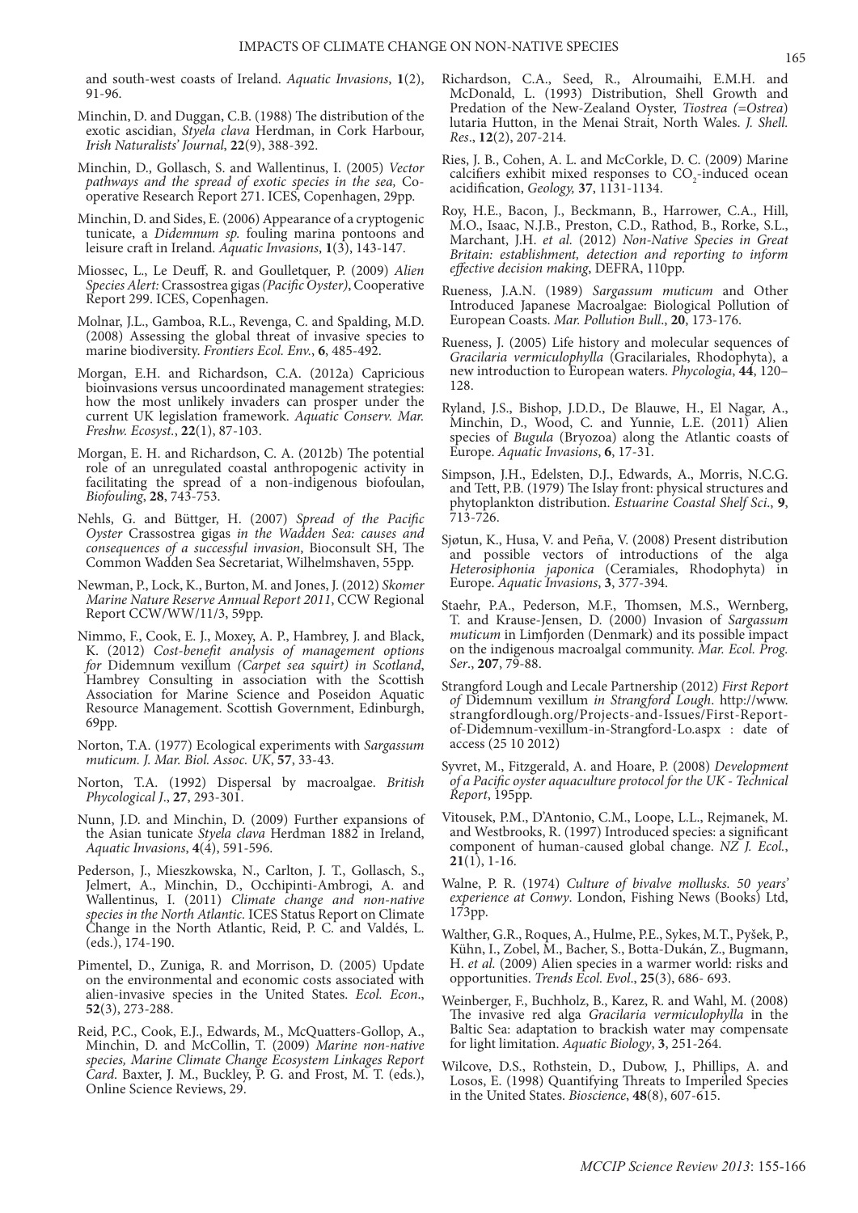and south-west coasts of Ireland. *Aquatic Invasions*, **1**(2), 91-96.

Minchin, D. and Duggan, C.B. (1988) The distribution of the exotic ascidian, *Styela clava* Herdman, in Cork Harbour, *Irish Naturalists' Journal*, **22**(9), 388-392.

Minchin, D., Gollasch, S. and Wallentinus, I. (2005) *Vector pathways and the spread of exotic species in the sea,* Co-operative Research Report 271. ICES, Copenhagen, 29pp.

Minchin, D. and Sides, E. (2006) Appearance of a cryptogenic tunicate, a *Didemnum sp.* fouling marina pontoons and leisure craft in Ireland. *Aquatic Invasions*, **1**(3), 143-147.

Miossec, L., Le Deuff, R. and Goulletquer, P. (2009) *Alien Species Alert:* Crassostrea gigas *(Pacific Oyster)*, Cooperative Report 299. ICES, Copenhagen.

Molnar, J.L., Gamboa, R.L., Revenga, C. and Spalding, M.D. (2008) Assessing the global threat of invasive species to marine biodiversity. *Frontiers Ecol. Env.*, **6**, 485-492.

Morgan, E.H. and Richardson, C.A. (2012a) Capricious bioinvasions versus uncoordinated management strategies: how the most unlikely invaders can prosper under the current UK legislation framework. *Aquatic Conserv. Mar. Freshw. Ecosyst.*, **22**(1), 87-103.

Morgan, E. H. and Richardson, C. A. (2012b) The potential role of an unregulated coastal anthropogenic activity in facilitating the spread of a non-indigenous biofoulan, *Biofouling*, **28**, 743-753.

Nehls, G. and Büttger, H. (2007) *Spread of the Pacific Oyster* Crassostrea gigas *in the Wadden Sea: causes and consequences of a successful invasion*, Bioconsult SH, The Common Wadden Sea Secretariat, Wilhelmshaven, 55pp.

Newman, P., Lock, K., Burton, M. and Jones, J. (2012) *Skomer Marine Nature Reserve Annual Report 2011*, CCW Regional Report CCW/WW/11/3, 59pp.

Nimmo, F., Cook, E. J., Moxey, A. P., Hambrey, J. and Black, K. (2012) *Cost-benefit analysis of management options for* Didemnum vexillum *(Carpet sea squirt) in Scotland*, Hambrey Consulting in association with the Scottish Association for Marine Science and Poseidon Aquatic Resource Management. Scottish Government, Edinburgh, 69pp.

Norton, T.A. (1977) Ecological experiments with *Sargassum muticum. J. Mar. Biol. Assoc. UK*, **57**, 33-43.

Norton, T.A. (1992) Dispersal by macroalgae. *British Phycological J*., **27**, 293-301.

Nunn, J.D. and Minchin, D. (2009) Further expansions of the Asian tunicate *Styela clava* Herdman 1882 in Ireland, *Aquatic Invasions*, **4**(4), 591-596.

Pederson, J., Mieszkowska, N., Carlton, J. T., Gollasch, S., Jelmert, A., Minchin, D., Occhipinti-Ambrogi, A. and Wallentinus, I. (2011) *Climate change and non-native species in the North Atlantic.* ICES Status Report on Climate Change in the North Atlantic, Reid, P. C. and Valdés, L. (eds.), 174-190.

Pimentel, D., Zuniga, R. and Morrison, D. (2005) Update on the environmental and economic costs associated with alien-invasive species in the United States. *Ecol. Econ.*, **52**(3), 273-288.

Reid, P.C., Cook, E.J., Edwards, M., McQuatters-Gollop, A., Minchin, D. and McCollin, T. (2009) *Marine non-native species, Marine Climate Change Ecosystem Linkages Report Card*. Baxter, J. M., Buckley, P. G. and Frost, M. T. (eds.), Online Science Reviews, 29.

Richardson, C.A., Seed, R., Alroumaihi, E.M.H. and McDonald, L. (1993) Distribution, Shell Growth and Predation of the New-Zealand Oyster, *Tiostrea (=Ostrea)* lutaria Hutton, in the Menai Strait, North Wales. *J. Shell. Res*., **12**(2), 207-214.

Ries, J. B., Cohen, A. L. and McCorkle, D. C. (2009) Marine calcifiers exhibit mixed responses to $CO_2$-induced ocean acidification, *Geology,* **37**, 1131-1134.

Roy, H.E., Bacon, J., Beckmann, B., Harrower, C.A., Hill, M.O., Isaac, N.J.B., Preston, C.D., Rathod, B., Rorke, S.L., Marchant, J.H. *et al.* (2012) *Non-Native Species in Great Britain: establishment, detection and reporting to inform effective decision making*, DEFRA, 110pp.

Rueness, J.A.N. (1989) *Sargassum muticum* and Other Introduced Japanese Macroalgae: Biological Pollution of European Coasts. *Mar. Pollution Bull*., **20**, 173-176.

Rueness, J. (2005) Life history and molecular sequences of *Gracilaria vermiculophylla* (Gracilariales, Rhodophyta), a new introduction to European waters. *Phycologia*, **44**, 120–128.

Ryland, J.S., Bishop, J.D.D., De Blauwe, H., El Nagar, A., Minchin, D., Wood, C. and Yunnie, L.E. (2011) Alien species of *Bugula* (Bryozoa) along the Atlantic coasts of Europe. *Aquatic Invasions*, **6**, 17-31.

Simpson, J.H., Edelsten, D.J., Edwards, A., Morris, N.C.G. and Tett, P.B. (1979) The Islay front: physical structures and phytoplankton distribution. *Estuarine Coastal Shelf Sci*., **9**, 713-726.

Sjøtun, K., Husa, V. and Peña, V. (2008) Present distribution and possible vectors of introductions of the alga *Heterosiphonia japonica* (Ceramiales, Rhodophyta) in Europe. *Aquatic Invasions*, **3**, 377-394.

Staehr, P.A., Pederson, M.F., Thomsen, M.S., Wernberg, T. and Krause-Jensen, D. (2000) Invasion of *Sargassum muticum* in Limfjorden (Denmark) and its possible impact on the indigenous macroalgal community. *Mar. Ecol. Prog. Ser*., **207**, 79-88.

Strangford Lough and Lecale Partnership (2012) *First Report of* Didemnum vexillum *in Strangford Lough*. http://www.strangfordlough.org/Projects-and-Issues/First-Report-of-Didemnum-vexillum-in-Strangford-Lo.aspx : date of access (25 10 2012)

Syvret, M., Fitzgerald, A. and Hoare, P. (2008) *Development of a Pacific oyster aquaculture protocol for the UK - Technical Report*, 195pp.

Vitousek, P.M., D'Antonio, C.M., Loope, L.L., Rejmanek, M. and Westbrooks, R. (1997) Introduced species: a significant component of human-caused global change. *NZ J. Ecol.*, **21**(1), 1-16.

Walne, P. R. (1974) *Culture of bivalve mollusks. 50 years' experience at Conwy*. London, Fishing News (Books) Ltd, 173pp.

Walther, G.R., Roques, A., Hulme, P.E., Sykes, M.T., Pyšek, P., Kühn, I., Zobel, M., Bacher, S., Botta-Dukán, Z., Bugmann, H. *et al.* (2009) Alien species in a warmer world: risks and opportunities. *Trends Ecol. Evol*., **25**(3), 686- 693.

Weinberger, F., Buchholz, B., Karez, R. and Wahl, M. (2008) The invasive red alga *Gracilaria vermiculophylla* in the Baltic Sea: adaptation to brackish water may compensate for light limitation. *Aquatic Biology*, **3**, 251-264.

Wilcove, D.S., Rothstein, D., Dubow, J., Phillips, A. and Losos, E. (1998) Quantifying Threats to Imperiled Species in the United States. *Bioscience*, **48**(8), 607-615.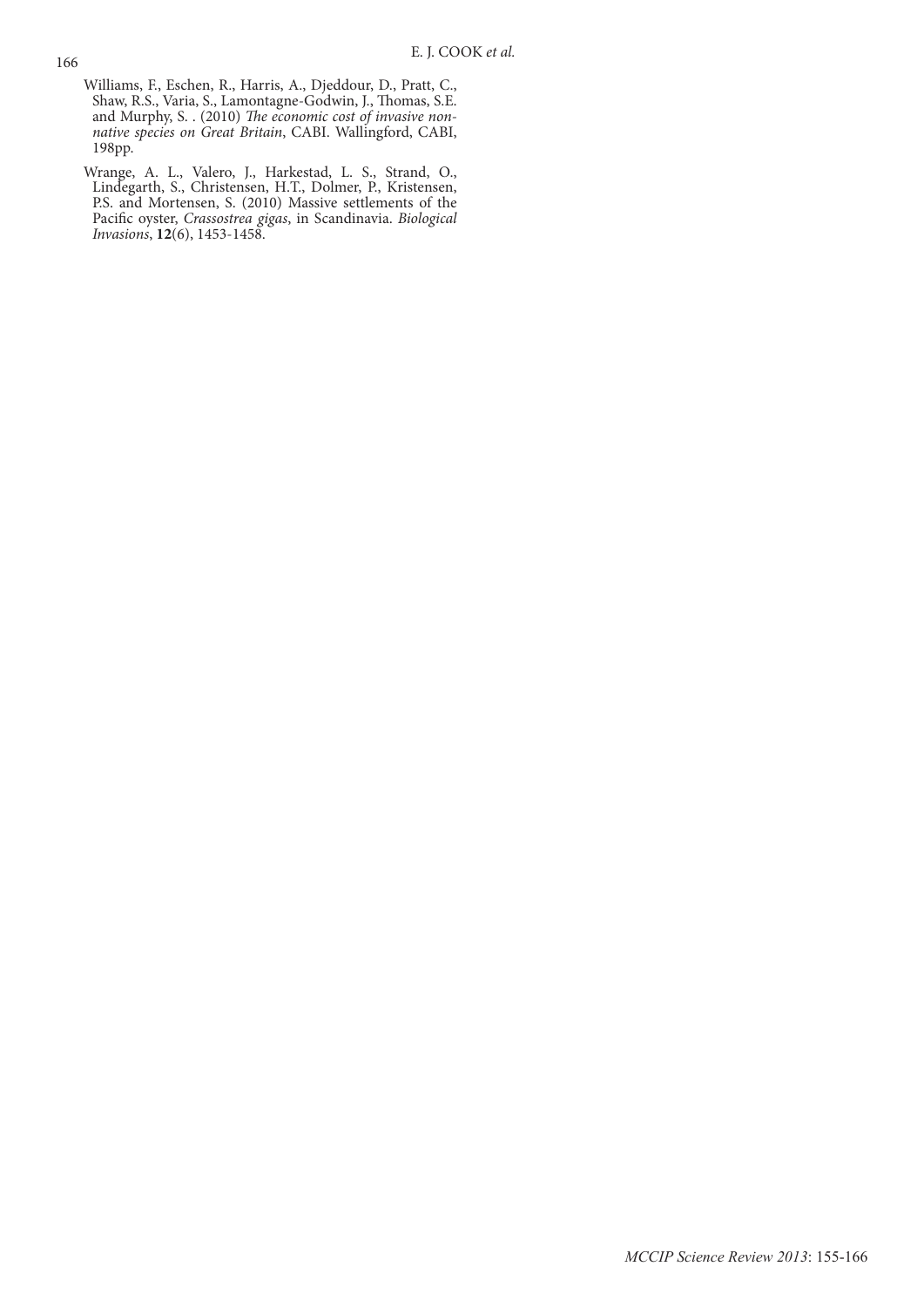Williams, F., Eschen, R., Harris, A., Djeddour, D., Pratt, C., Shaw, R.S., Varia, S., Lamontagne-Godwin, J., Thomas, S.E. and Murphy, S. . (2010) *The economic cost of invasive non-native species on Great Britain*, CABI. Wallingford, CABI, 198pp.

Wrange, A. L., Valero, J., Harkestad, L. S., Strand, O., Lindegarth, S., Christensen, H.T., Dolmer, P., Kristensen, P.S. and Mortensen, S. (2010) Massive settlements of the Pacific oyster, *Crassostrea gigas*, in Scandinavia. *Biological Invasions*, **12**(6), 1453-1458.